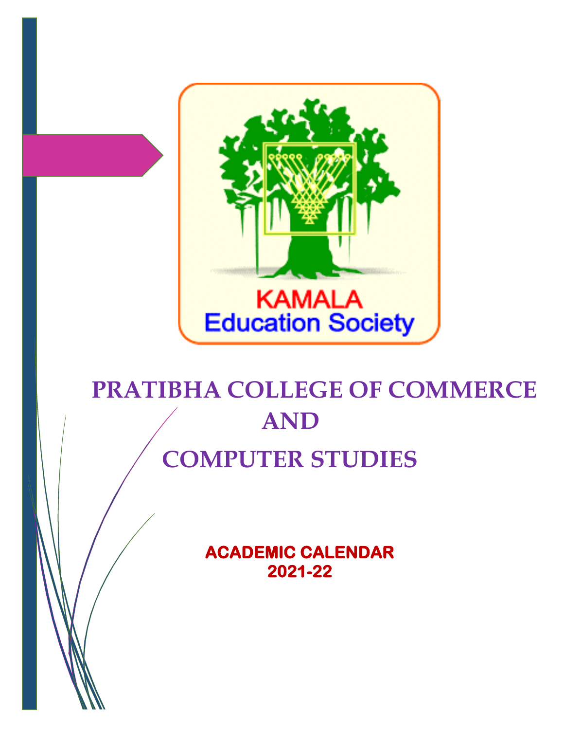KAMALA
Education Society

# PRATIBHA COLLEGE OF COMMERCE AND COMPUTER STUDIES

## ACADEMIC CALENDAR 2021-22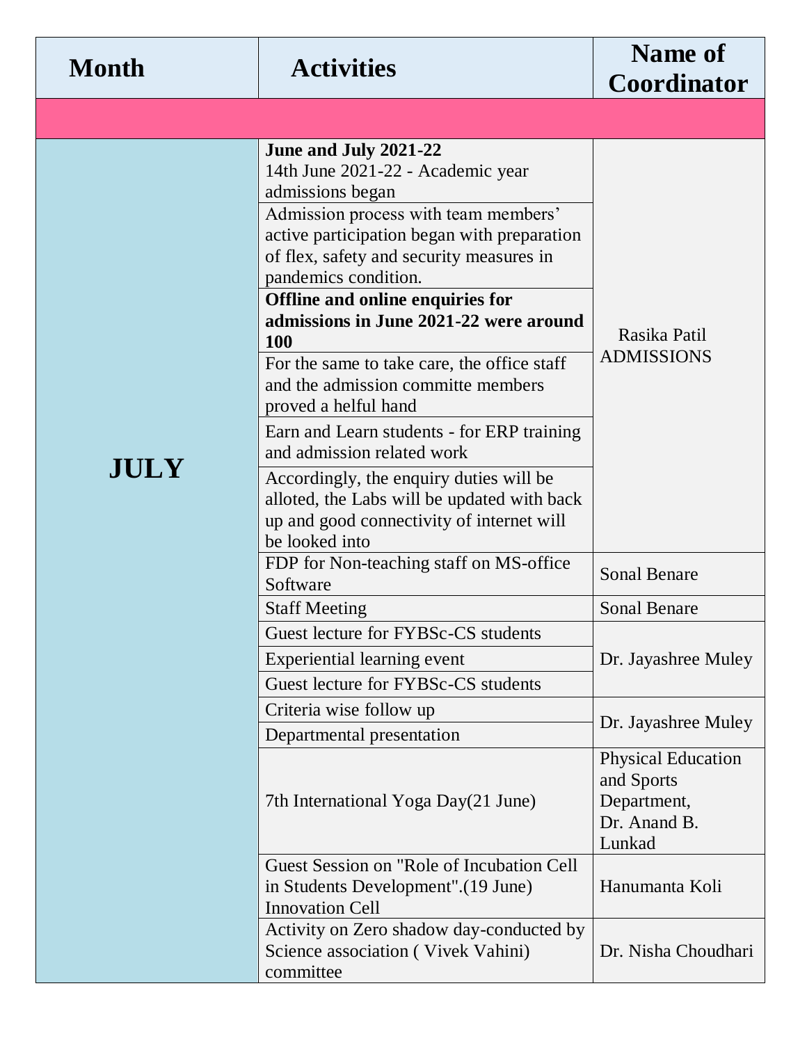| Month | Activities | Name of Coordinator |
|---|---|---|
| | | |
| JULY | **June and July 2021-22**<br>14th June 2021-22 - Academic year admissions began | Rasika Patil ADMISSIONS |
| | Admission process with team members' active participation began with preparation of flex, safety and security measures in pandemics condition. | |
| | **Offline and online enquiries for admissions in June 2021-22 were around 100** | |
| | For the same to take care, the office staff and the admission committe members proved a helful hand | |
| | Earn and Learn students - for ERP training and admission related work | |
| | Accordingly, the enquiry duties will be alloted, the Labs will be updated with back up and good connectivity of internet will be looked into | |
| | FDP for Non-teaching staff on MS-office Software | Sonal Benare |
| | Staff Meeting | Sonal Benare |
| | Guest lecture for FYBSc-CS students | Dr. Jayashree Muley |
| | Experiential learning event | |
| | Guest lecture for FYBSc-CS students | |
| | Criteria wise follow up | Dr. Jayashree Muley |
| | Departmental presentation | |
| | 7th International Yoga Day(21 June) | Physical Education and Sports Department, Dr. Anand B. Lunkad |
| | Guest Session on "Role of Incubation Cell in Students Development".(19 June) Innovation Cell | Hanumanta Koli |
| | Activity on Zero shadow day-conducted by Science association ( Vivek Vahini) committee | Dr. Nisha Choudhari |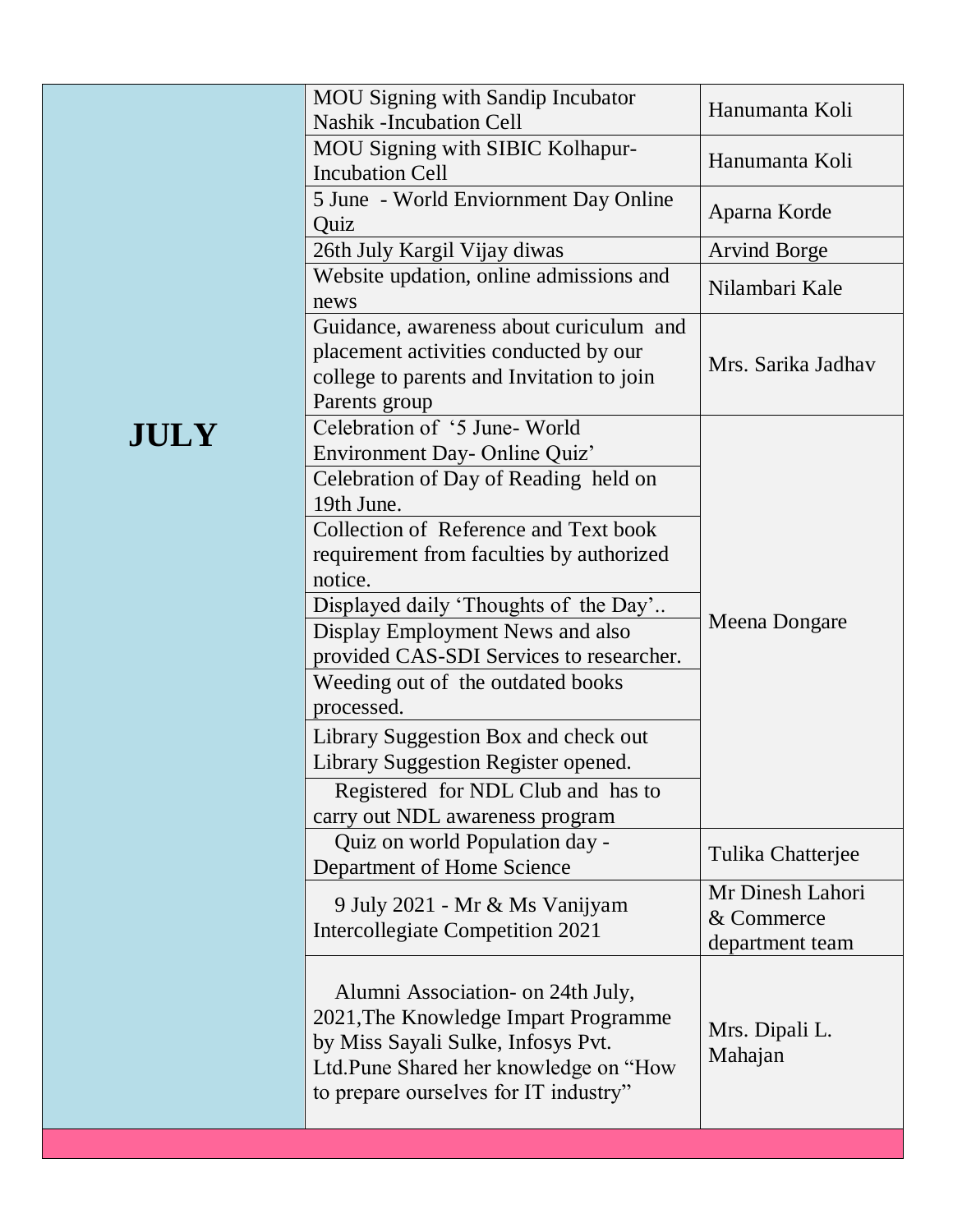| | | |
|---|---|---|
| **JULY** | MOU Signing with Sandip Incubator Nashik -Incubation Cell | Hanumanta Koli |
| | MOU Signing with SIBIC Kolhapur-Incubation Cell | Hanumanta Koli |
| | 5 June - World Enviornment Day Online Quiz | Aparna Korde |
| | 26th July Kargil Vijay diwas | Arvind Borge |
| | Website updation, online admissions and news | Nilambari Kale |
| | Guidance, awareness about curiculum and placement activities conducted by our college to parents and Invitation to join Parents group | Mrs. Sarika Jadhav |
| | Celebration of '5 June- World Environment Day- Online Quiz' | Meena Dongare |
| | Celebration of Day of Reading held on 19th June. | |
| | Collection of Reference and Text book requirement from faculties by authorized notice. | |
| | Displayed daily 'Thoughts of the Day'.. | |
| | Display Employment News and also provided CAS-SDI Services to researcher. | |
| | Weeding out of the outdated books processed. | |
| | Library Suggestion Box and check out Library Suggestion Register opened. | |
| | Registered for NDL Club and has to carry out NDL awareness program | |
| | Quiz on world Population day - Department of Home Science | Tulika Chatterjee |
| | 9 July 2021 - Mr & Ms Vanijyam Intercollegiate Competition 2021 | Mr Dinesh Lahori & Commerce department team |
| | Alumni Association- on 24th July, 2021,The Knowledge Impart Programme by Miss Sayali Sulke, Infosys Pvt. Ltd.Pune Shared her knowledge on "How to prepare ourselves for IT industry" | Mrs. Dipali L. Mahajan |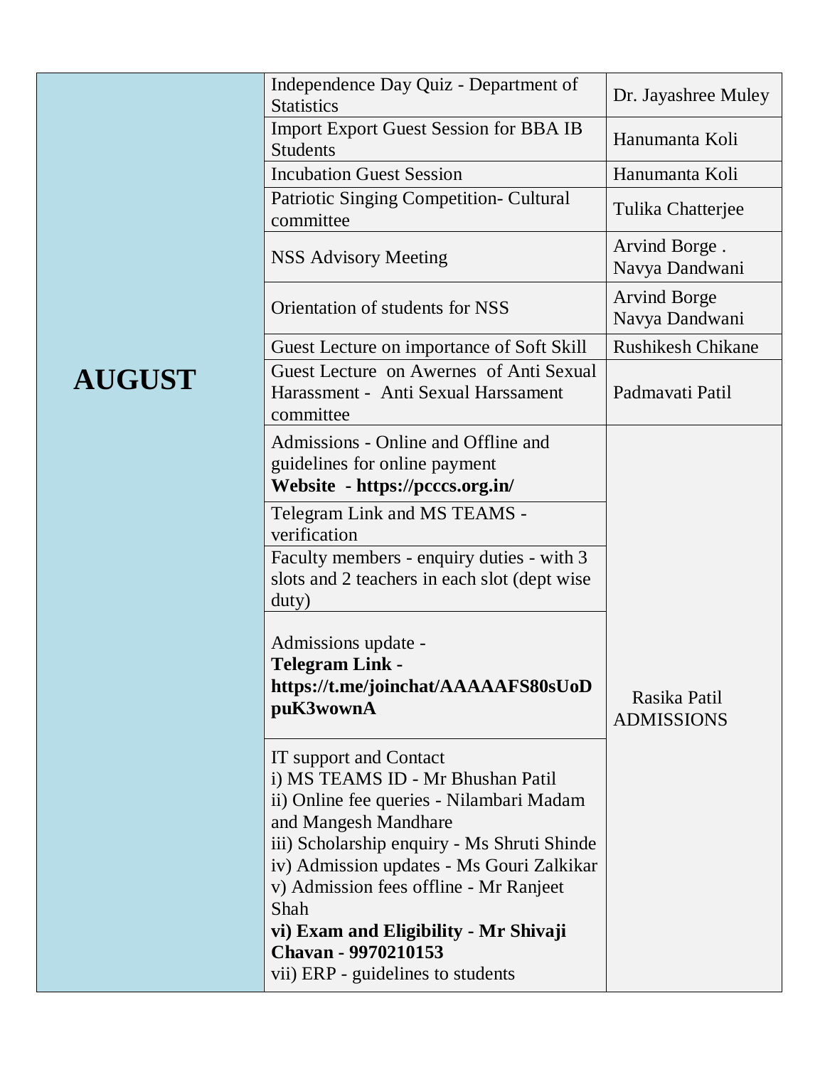| | | |
|---|---|---|
| **AUGUST** | Independence Day Quiz - Department of Statistics | Dr. Jayashree Muley |
| | Import Export Guest Session for BBA IB Students | Hanumanta Koli |
| | Incubation Guest Session | Hanumanta Koli |
| | Patriotic Singing Competition- Cultural committee | Tulika Chatterjee |
| | NSS Advisory Meeting | Arvind Borge . Navya Dandwani |
| | Orientation of students for NSS | Arvind Borge Navya Dandwani |
| | Guest Lecture on importance of Soft Skill | Rushikesh Chikane |
| | Guest Lecture on Awernes of Anti Sexual Harassment - Anti Sexual Harssament committee | Padmavati Patil |
| | Admissions - Online and Offline and guidelines for online payment **Website - https://pcccs.org.in/** | Rasika Patil ADMISSIONS |
| | Telegram Link and MS TEAMS - verification | |
| | Faculty members - enquiry duties - with 3 slots and 2 teachers in each slot (dept wise duty) | |
| | Admissions update - **Telegram Link - https://t.me/joinchat/AAAAAFS80sUoDpuK3wownA** | |
| | IT support and Contact<br>i) MS TEAMS ID - Mr Bhushan Patil<br>ii) Online fee queries - Nilambari Madam and Mangesh Mandhare<br>iii) Scholarship enquiry - Ms Shruti Shinde<br>iv) Admission updates - Ms Gouri Zalkikar<br>v) Admission fees offline - Mr Ranjeet Shah<br>**vi) Exam and Eligibility - Mr Shivaji Chavan - 9970210153**<br>vii) ERP - guidelines to students | |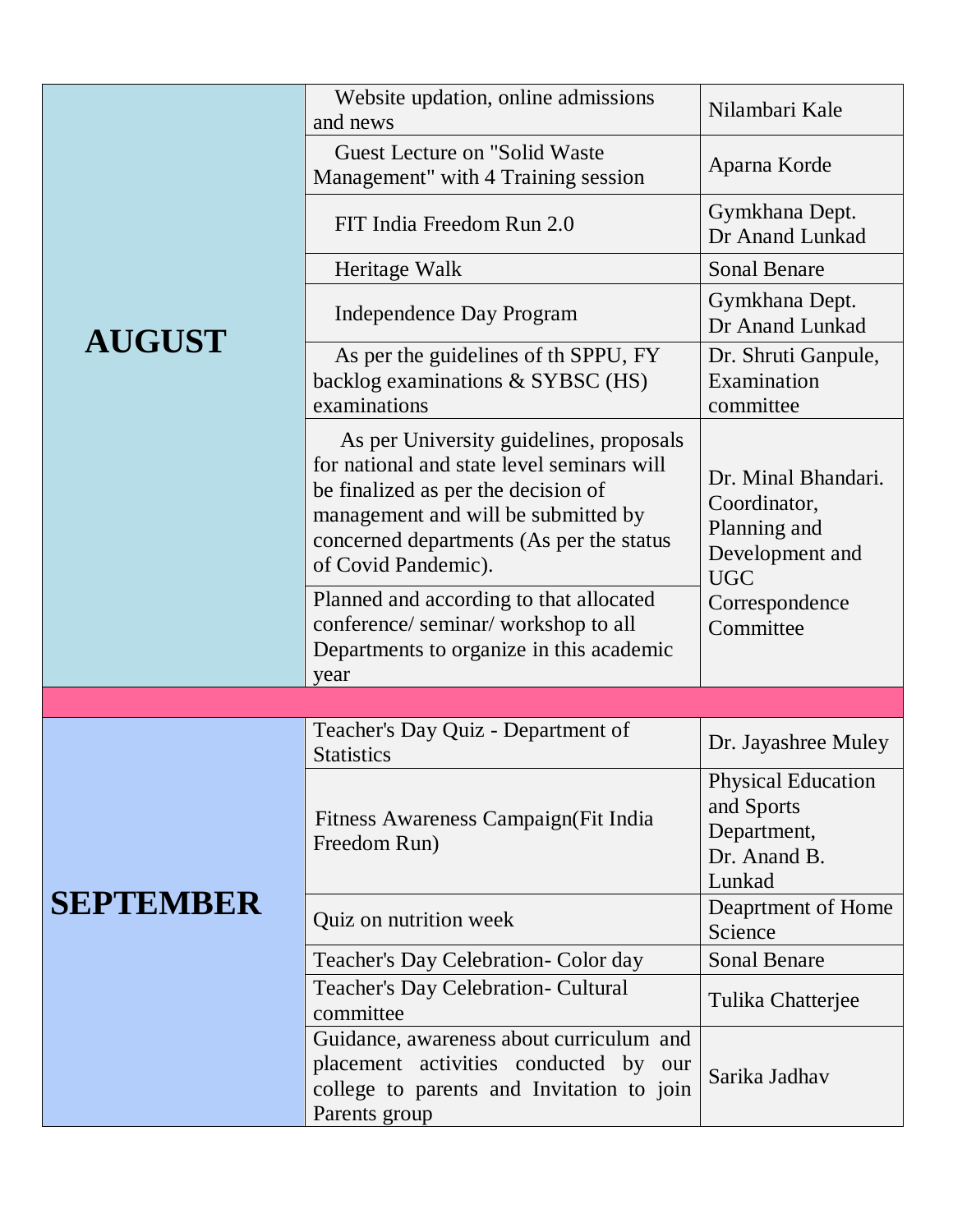| | | |
|---|---|---|
| **AUGUST** | Website updation, online admissions and news | Nilambari Kale |
| | Guest Lecture on "Solid Waste Management" with 4 Training session | Aparna Korde |
| | FIT India Freedom Run 2.0 | Gymkhana Dept. Dr Anand Lunkad |
| | Heritage Walk | Sonal Benare |
| | Independence Day Program | Gymkhana Dept. Dr Anand Lunkad |
| | As per the guidelines of th SPPU, FY backlog examinations & SYBSC (HS) examinations | Dr. Shruti Ganpule, Examination committee |
| | As per University guidelines, proposals for national and state level seminars will be finalized as per the decision of management and will be submitted by concerned departments (As per the status of Covid Pandemic). | Dr. Minal Bhandari. Coordinator, Planning and Development and UGC Correspondence Committee |
| | Planned and according to that allocated conference/ seminar/ workshop to all Departments to organize in this academic year | |
| | | |
| **SEPTEMBER** | Teacher's Day Quiz - Department of Statistics | Dr. Jayashree Muley |
| | Fitness Awareness Campaign(Fit India Freedom Run) | Physical Education and Sports Department, Dr. Anand B. Lunkad |
| | Quiz on nutrition week | Deaprtment of Home Science |
| | Teacher's Day Celebration- Color day | Sonal Benare |
| | Teacher's Day Celebration- Cultural committee | Tulika Chatterjee |
| | Guidance, awareness about curriculum and placement activities conducted by our college to parents and Invitation to join Parents group | Sarika Jadhav |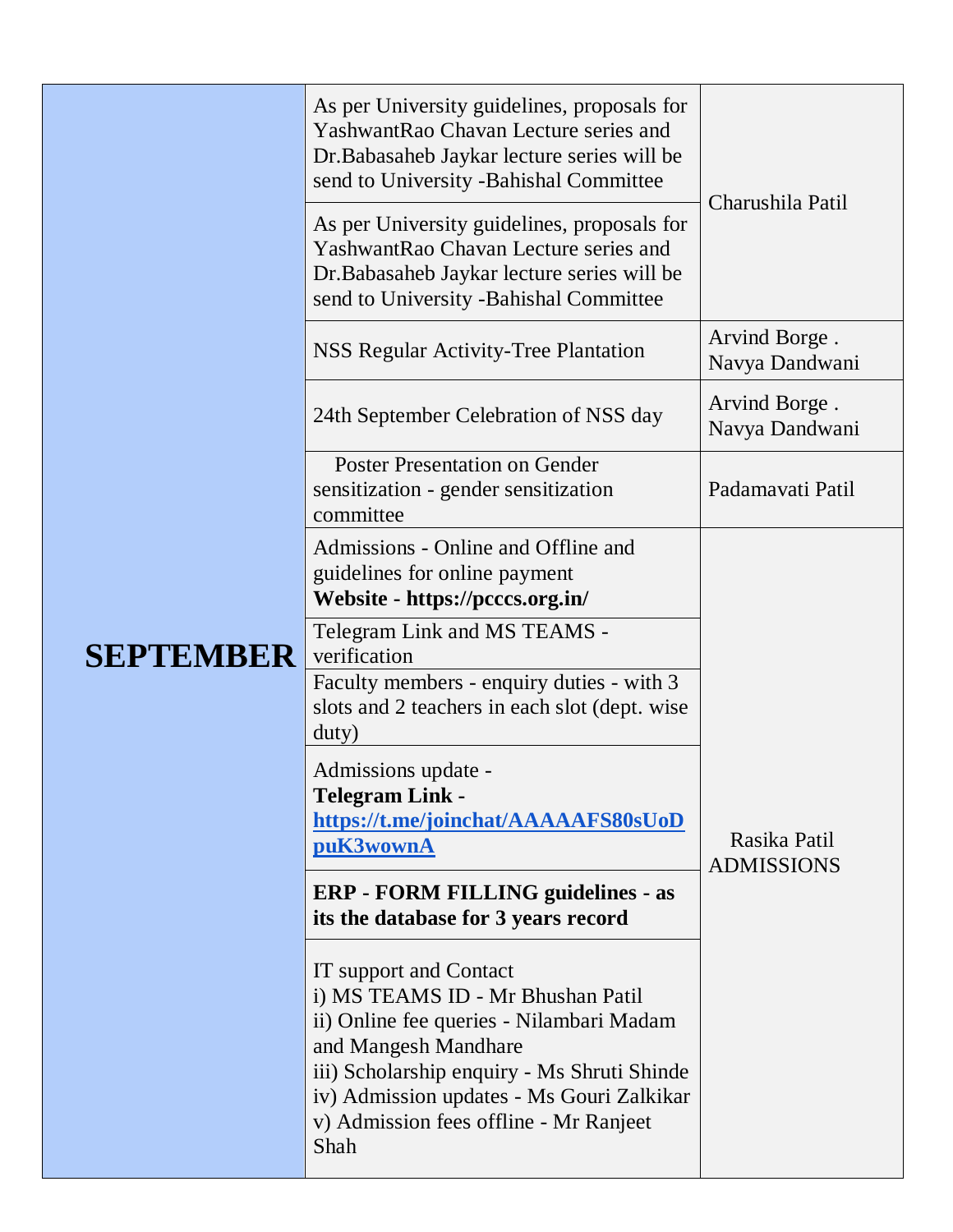| | | |
|---|---|---|
| **SEPTEMBER** | As per University guidelines, proposals for YashwantRao Chavan Lecture series and Dr.Babasaheb Jaykar lecture series will be send to University -Bahishal Committee | Charushila Patil |
| | As per University guidelines, proposals for YashwantRao Chavan Lecture series and Dr.Babasaheb Jaykar lecture series will be send to University -Bahishal Committee | |
| | NSS Regular Activity-Tree Plantation | Arvind Borge . Navya Dandwani |
| | 24th September Celebration of NSS day | Arvind Borge . Navya Dandwani |
| | Poster Presentation on Gender sensitization - gender sensitization committee | Padamavati Patil |
| | Admissions - Online and Offline and guidelines for online payment **Website - https://pcccs.org.in/** | Rasika Patil ADMISSIONS |
| | Telegram Link and MS TEAMS - verification | |
| | Faculty members - enquiry duties - with 3 slots and 2 teachers in each slot (dept. wise duty) | |
| | Admissions update - **Telegram Link - https://t.me/joinchat/AAAAAFS80sUoDpuK3wownA** | |
| | **ERP - FORM FILLING guidelines - as its the database for 3 years record** | |
| | IT support and Contact<br>i) MS TEAMS ID - Mr Bhushan Patil<br>ii) Online fee queries - Nilambari Madam and Mangesh Mandhare<br>iii) Scholarship enquiry - Ms Shruti Shinde<br>iv) Admission updates - Ms Gouri Zalkikar<br>v) Admission fees offline - Mr Ranjeet Shah | |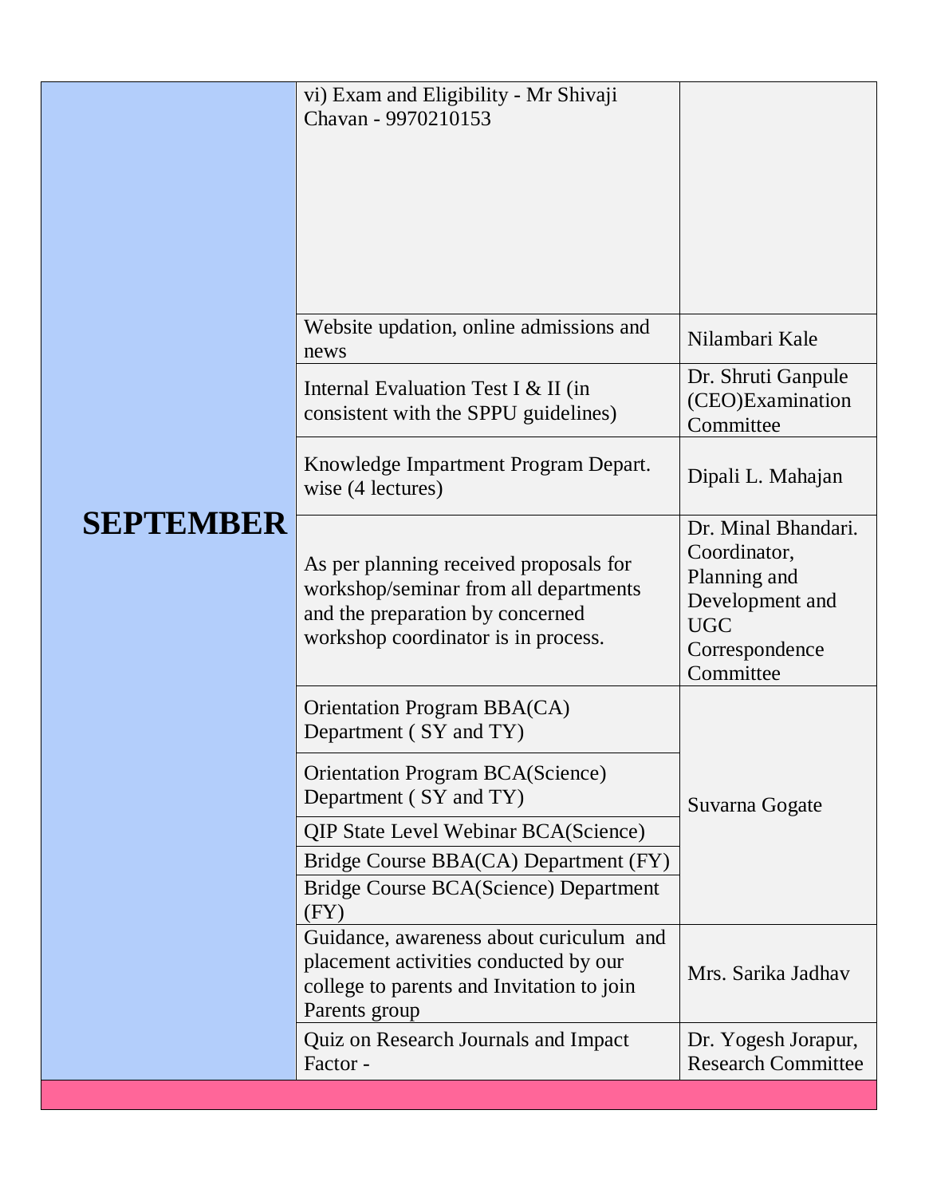| | | |
|---|---|---|
| **SEPTEMBER** | vi) Exam and Eligibility - Mr Shivaji Chavan - 9970210153 | |
| | Website updation, online admissions and news | Nilambari Kale |
| | Internal Evaluation Test I & II (in consistent with the SPPU guidelines) | Dr. Shruti Ganpule (CEO)Examination Committee |
| | Knowledge Impartment Program Depart. wise (4 lectures) | Dipali L. Mahajan |
| | As per planning received proposals for workshop/seminar from all departments and the preparation by concerned workshop coordinator is in process. | Dr. Minal Bhandari. Coordinator, Planning and Development and UGC Correspondence Committee |
| | Orientation Program BBA(CA) Department ( SY and TY) | Suvarna Gogate |
| | Orientation Program BCA(Science) Department ( SY and TY) | |
| | QIP State Level Webinar BCA(Science) | |
| | Bridge Course BBA(CA) Department (FY) | |
| | Bridge Course BCA(Science) Department (FY) | |
| | Guidance, awareness about curiculum and placement activities conducted by our college to parents and Invitation to join Parents group | Mrs. Sarika Jadhav |
| | Quiz on Research Journals and Impact Factor - | Dr. Yogesh Jorapur, Research Committee |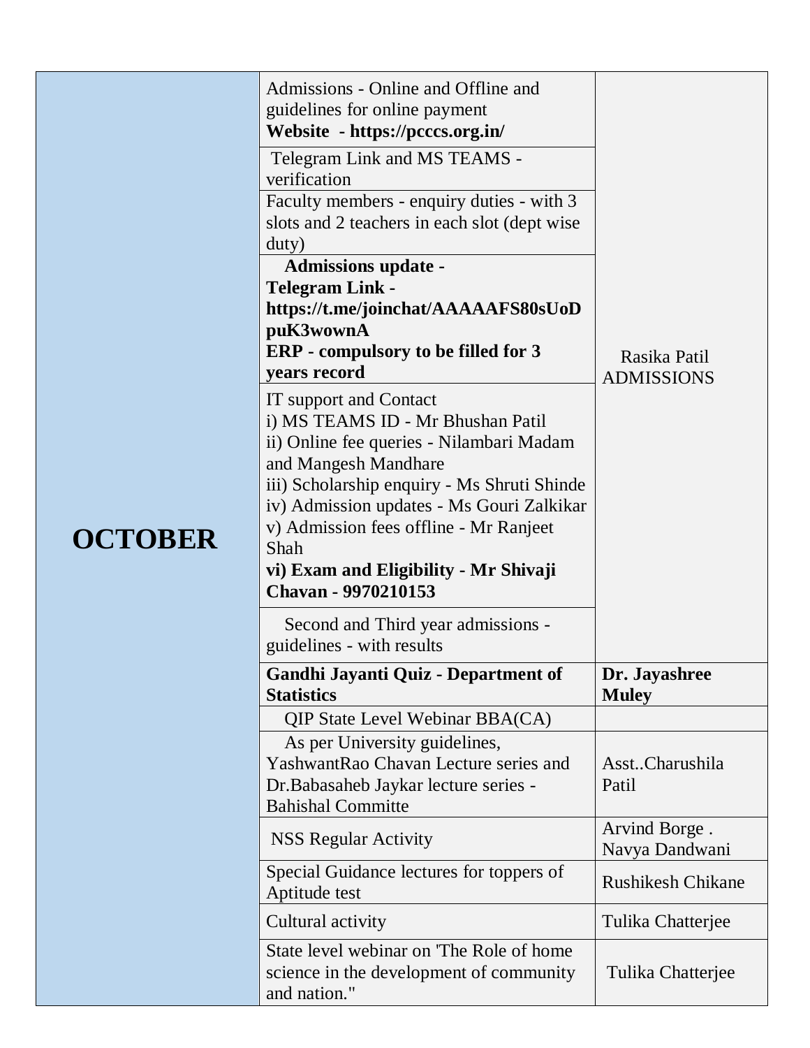| | | |
|---|---|---|
| **OCTOBER** | Admissions - Online and Offline and guidelines for online payment<br>**Website - https://pcccs.org.in/** | Rasika Patil ADMISSIONS |
| | Telegram Link and MS TEAMS - verification | |
| | Faculty members - enquiry duties - with 3 slots and 2 teachers in each slot (dept wise duty) | |
| | **Admissions update -**<br>**Telegram Link - https://t.me/joinchat/AAAAAFS80sUoDpuK3wownA**<br>**ERP - compulsory to be filled for 3 years record** | |
| | IT support and Contact<br>i) MS TEAMS ID - Mr Bhushan Patil<br>ii) Online fee queries - Nilambari Madam and Mangesh Mandhare<br>iii) Scholarship enquiry - Ms Shruti Shinde<br>iv) Admission updates - Ms Gouri Zalkikar<br>v) Admission fees offline - Mr Ranjeet Shah<br>**vi) Exam and Eligibility - Mr Shivaji Chavan - 9970210153** | |
| | Second and Third year admissions - guidelines - with results | |
| | **Gandhi Jayanti Quiz - Department of Statistics** | **Dr. Jayashree Muley** |
| | QIP State Level Webinar BBA(CA) | |
| | As per University guidelines, YashwantRao Chavan Lecture series and Dr.Babasaheb Jaykar lecture series - Bahishal Committe | Asst..Charushila Patil |
| | NSS Regular Activity | Arvind Borge . Navya Dandwani |
| | Special Guidance lectures for toppers of Aptitude test | Rushikesh Chikane |
| | Cultural activity | Tulika Chatterjee |
| | State level webinar on 'The Role of home science in the development of community and nation." | Tulika Chatterjee |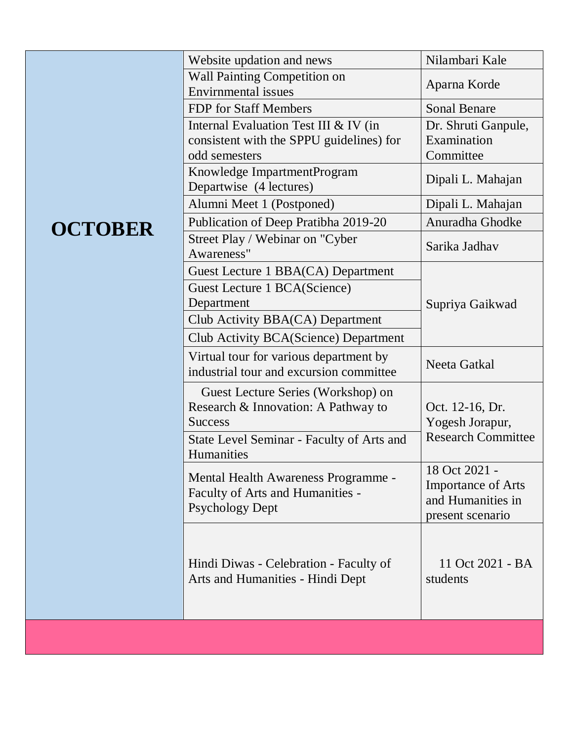| | | |
|---|---|---|
| **OCTOBER** | Website updation and news | Nilambari Kale |
| | Wall Painting Competition on Envirnmental issues | Aparna Korde |
| | FDP for Staff Members | Sonal Benare |
| | Internal Evaluation Test III & IV (in consistent with the SPPU guidelines) for odd semesters | Dr. Shruti Ganpule, Examination Committee |
| | Knowledge ImpartmentProgram Departwise (4 lectures) | Dipali L. Mahajan |
| | Alumni Meet 1 (Postponed) | Dipali L. Mahajan |
| | Publication of Deep Pratibha 2019-20 | Anuradha Ghodke |
| | Street Play / Webinar on "Cyber Awareness" | Sarika Jadhav |
| | Guest Lecture 1 BBA(CA) Department | Supriya Gaikwad |
| | Guest Lecture 1 BCA(Science) Department | |
| | Club Activity BBA(CA) Department | |
| | Club Activity BCA(Science) Department | |
| | Virtual tour for various department by industrial tour and excursion committee | Neeta Gatkal |
| | Guest Lecture Series (Workshop) on Research & Innovation: A Pathway to Success | Oct. 12-16, Dr. Yogesh Jorapur, Research Committee |
| | State Level Seminar - Faculty of Arts and Humanities | |
| | Mental Health Awareness Programme - Faculty of Arts and Humanities - Psychology Dept | 18 Oct 2021 - Importance of Arts and Humanities in present scenario |
| | Hindi Diwas - Celebration - Faculty of Arts and Humanities - Hindi Dept | 11 Oct 2021 - BA students |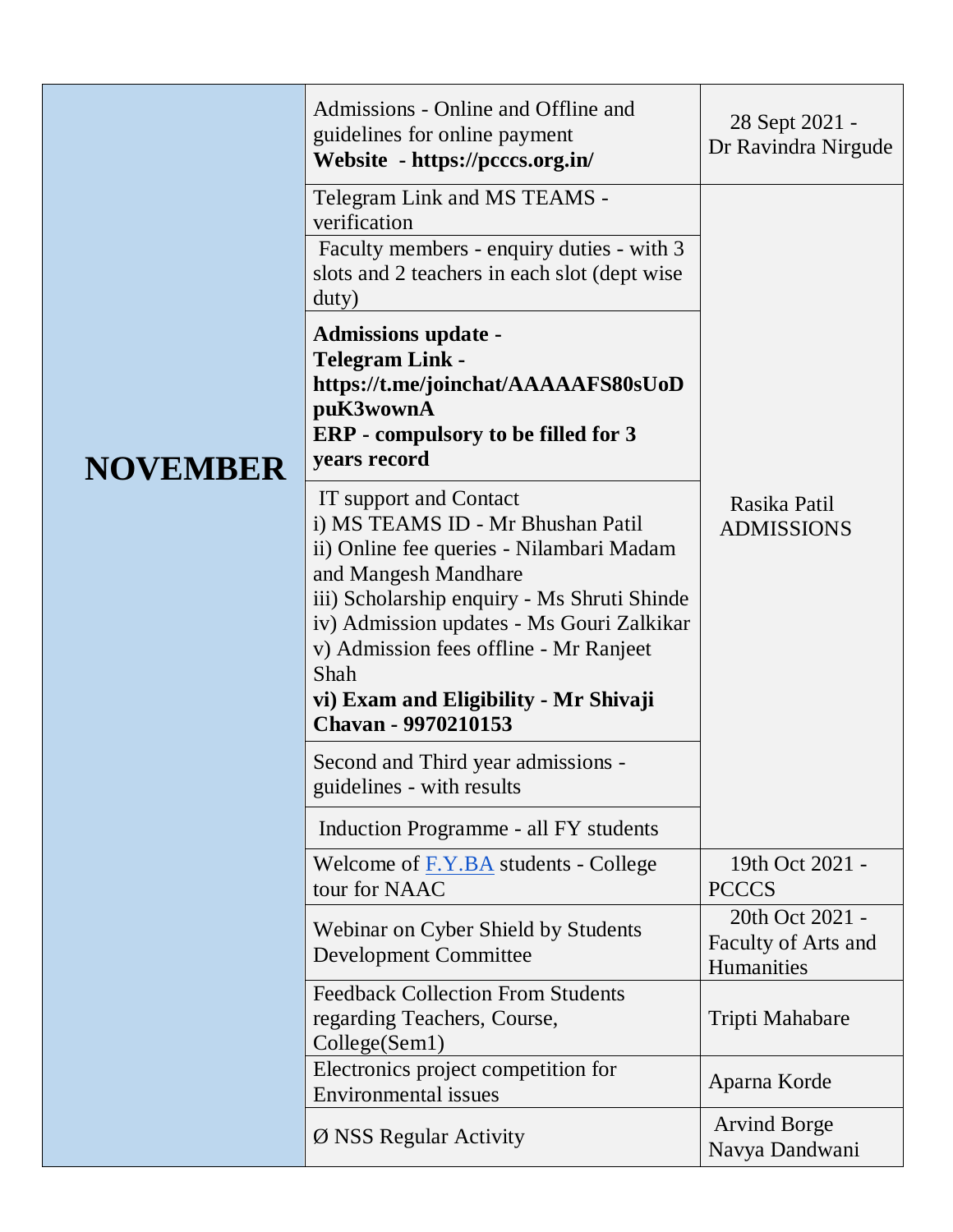| | | |
|---|---|---|
| **NOVEMBER** | Admissions - Online and Offline and guidelines for online payment<br>**Website - https://pcccs.org.in/** | 28 Sept 2021 - Dr Ravindra Nirgude |
| | Telegram Link and MS TEAMS - verification<br>Faculty members - enquiry duties - with 3 slots and 2 teachers in each slot (dept wise duty) | Rasika Patil ADMISSIONS |
| | **Admissions update -**<br>**Telegram Link - https://t.me/joinchat/AAAAAFS80sUoDpuK3wownA**<br>**ERP - compulsory to be filled for 3 years record** | |
| | IT support and Contact<br>i) MS TEAMS ID - Mr Bhushan Patil<br>ii) Online fee queries - Nilambari Madam and Mangesh Mandhare<br>iii) Scholarship enquiry - Ms Shruti Shinde<br>iv) Admission updates - Ms Gouri Zalkikar<br>v) Admission fees offline - Mr Ranjeet Shah<br>**vi) Exam and Eligibility - Mr Shivaji Chavan - 9970210153** | |
| | Second and Third year admissions - guidelines - with results | |
| | Induction Programme - all FY students | |
| | Welcome of F.Y.BA students - College tour for NAAC | 19th Oct 2021 - PCCCS |
| | Webinar on Cyber Shield by Students Development Committee | 20th Oct 2021 - Faculty of Arts and Humanities |
| | Feedback Collection From Students regarding Teachers, Course, College(Sem1) | Tripti Mahabare |
| | Electronics project competition for Environmental issues | Aparna Korde |
| | Ø NSS Regular Activity | Arvind Borge<br>Navya Dandwani |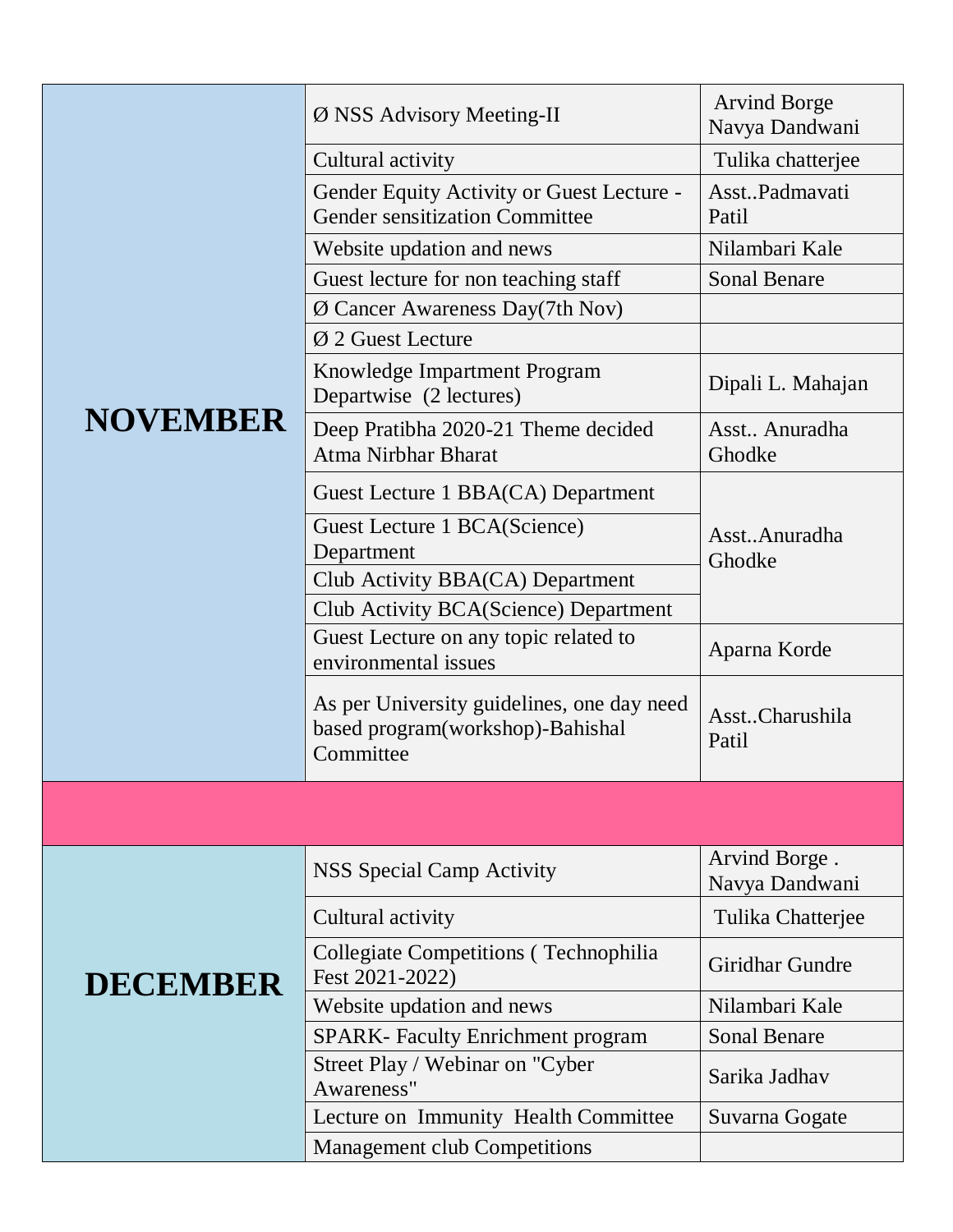| | | |
|---|---|---|
| **NOVEMBER** | Ø NSS Advisory Meeting-II | Arvind Borge Navya Dandwani |
| | Cultural activity | Tulika chatterjee |
| | Gender Equity Activity or Guest Lecture - Gender sensitization Committee | Asst..Padmavati Patil |
| | Website updation and news | Nilambari Kale |
| | Guest lecture for non teaching staff | Sonal Benare |
| | Ø Cancer Awareness Day(7th Nov) | |
| | Ø 2 Guest Lecture | |
| | Knowledge Impartment Program Departwise (2 lectures) | Dipali L. Mahajan |
| | Deep Pratibha 2020-21 Theme decided Atma Nirbhar Bharat | Asst.. Anuradha Ghodke |
| | Guest Lecture 1 BBA(CA) Department | Asst..Anuradha Ghodke |
| | Guest Lecture 1 BCA(Science) Department | |
| | Club Activity BBA(CA) Department | |
| | Club Activity BCA(Science) Department | |
| | Guest Lecture on any topic related to environmental issues | Aparna Korde |
| | As per University guidelines, one day need based program(workshop)-Bahishal Committee | Asst..Charushila Patil |
| | | |
| **DECEMBER** | NSS Special Camp Activity | Arvind Borge . Navya Dandwani |
| | Cultural activity | Tulika Chatterjee |
| | Collegiate Competitions ( Technophilia Fest 2021-2022) | Giridhar Gundre |
| | Website updation and news | Nilambari Kale |
| | SPARK- Faculty Enrichment program | Sonal Benare |
| | Street Play / Webinar on "Cyber Awareness" | Sarika Jadhav |
| | Lecture on Immunity Health Committee | Suvarna Gogate |
| | Management club Competitions | |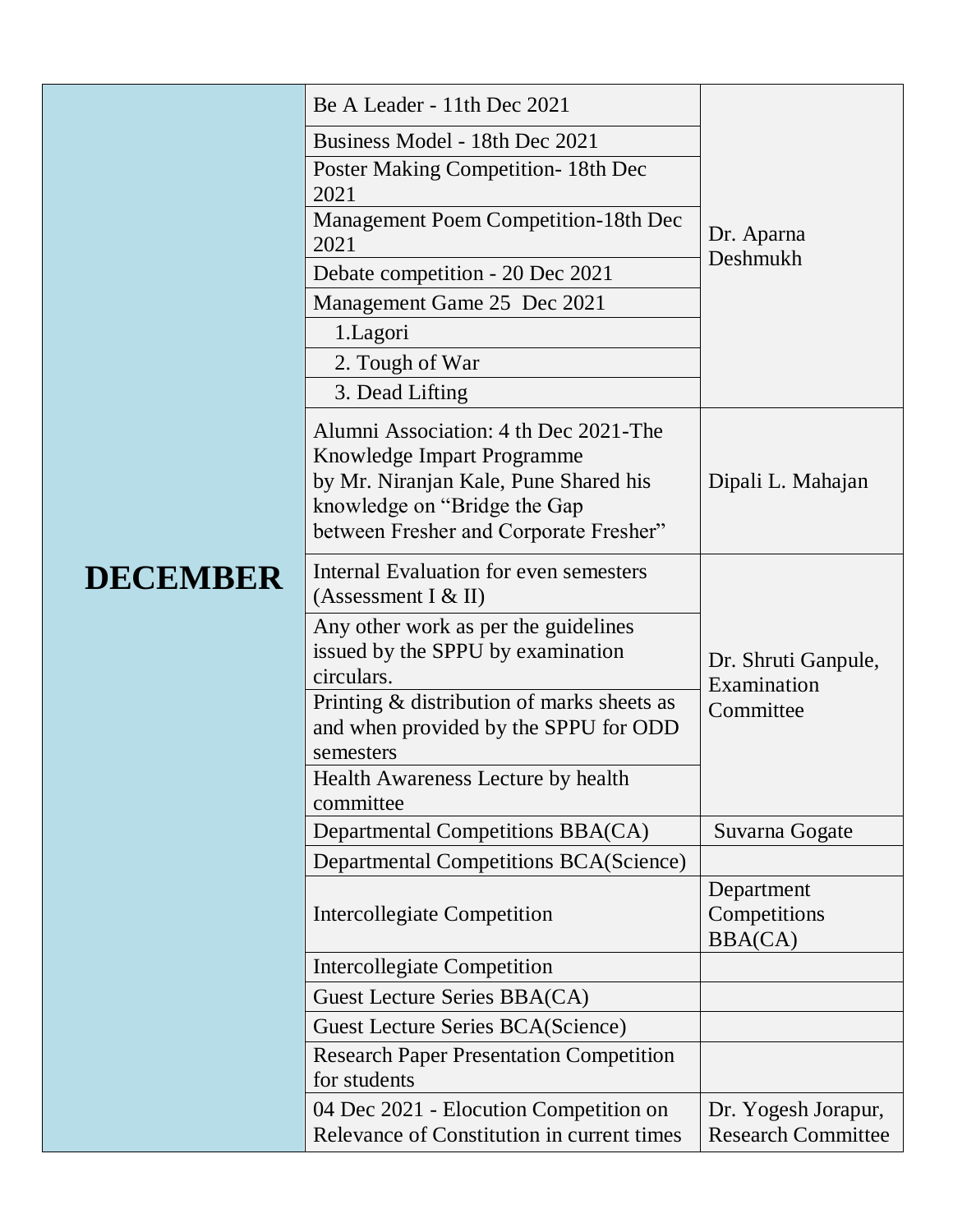| | | |
|---|---|---|
| **DECEMBER** | Be A Leader - 11th Dec 2021 | Dr. Aparna Deshmukh |
| | Business Model - 18th Dec 2021 | |
| | Poster Making Competition- 18th Dec 2021 | |
| | Management Poem Competition-18th Dec 2021 | |
| | Debate competition - 20 Dec 2021 | |
| | Management Game 25 Dec 2021 | |
| | 1.Lagori | |
| | 2. Tough of War | |
| | 3. Dead Lifting | |
| | Alumni Association: 4 th Dec 2021-The Knowledge Impart Programme by Mr. Niranjan Kale, Pune Shared his knowledge on "Bridge the Gap between Fresher and Corporate Fresher" | Dipali L. Mahajan |
| | Internal Evaluation for even semesters (Assessment I & II) | Dr. Shruti Ganpule, Examination Committee |
| | Any other work as per the guidelines issued by the SPPU by examination circulars. | |
| | Printing & distribution of marks sheets as and when provided by the SPPU for ODD semesters | |
| | Health Awareness Lecture by health committee | |
| | Departmental Competitions BBA(CA) | Suvarna Gogate |
| | Departmental Competitions BCA(Science) | |
| | Intercollegiate Competition | Department Competitions BBA(CA) |
| | Intercollegiate Competition | |
| | Guest Lecture Series BBA(CA) | |
| | Guest Lecture Series BCA(Science) | |
| | Research Paper Presentation Competition for students | |
| | 04 Dec 2021 - Elocution Competition on Relevance of Constitution in current times | Dr. Yogesh Jorapur, Research Committee |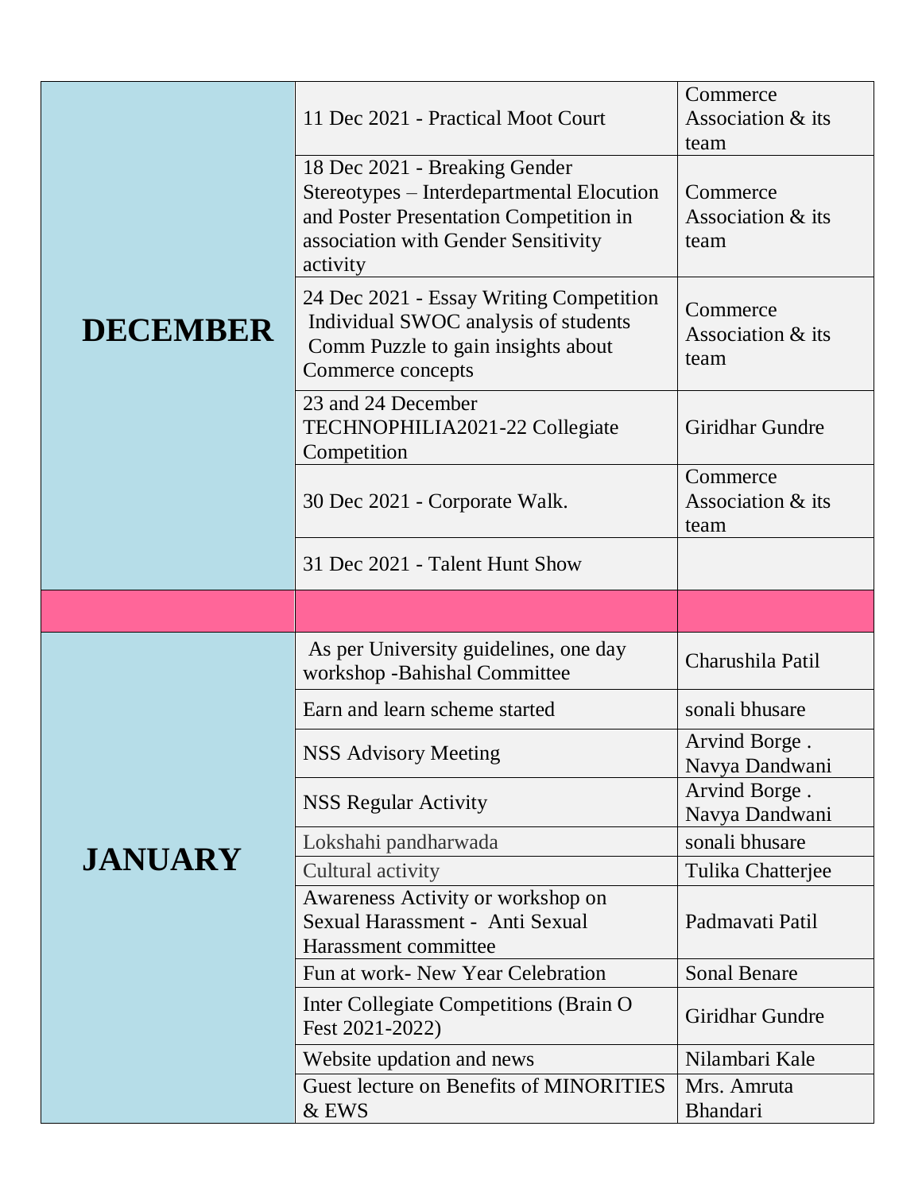| Month | Activity | Responsible |
|---|---|---|
| **DECEMBER** | 11 Dec 2021 - Practical Moot Court | Commerce Association & its team |
| | 18 Dec 2021 - Breaking Gender Stereotypes – Interdepartmental Elocution and Poster Presentation Competition in association with Gender Sensitivity activity | Commerce Association & its team |
| | 24 Dec 2021 - Essay Writing Competition Individual SWOC analysis of students Comm Puzzle to gain insights about Commerce concepts | Commerce Association & its team |
| | 23 and 24 December TECHNOPHILIA2021-22 Collegiate Competition | Giridhar Gundre |
| | 30 Dec 2021 - Corporate Walk. | Commerce Association & its team |
| | 31 Dec 2021 - Talent Hunt Show | |
| | | |
| **JANUARY** | As per University guidelines, one day workshop -Bahishal Committee | Charushila Patil |
| | Earn and learn scheme started | sonali bhusare |
| | NSS Advisory Meeting | Arvind Borge . Navya Dandwani |
| | NSS Regular Activity | Arvind Borge . Navya Dandwani |
| | Lokshahi pandharwada | sonali bhusare |
| | Cultural activity | Tulika Chatterjee |
| | Awareness Activity or workshop on Sexual Harassment - Anti Sexual Harassment committee | Padmavati Patil |
| | Fun at work- New Year Celebration | Sonal Benare |
| | Inter Collegiate Competitions (Brain O Fest 2021-2022) | Giridhar Gundre |
| | Website updation and news | Nilambari Kale |
| | Guest lecture on Benefits of MINORITIES & EWS | Mrs. Amruta Bhandari |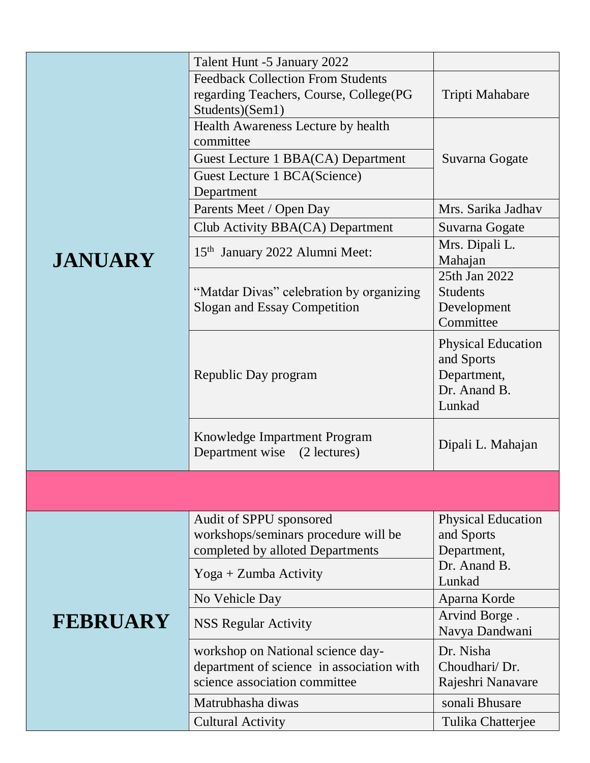| | | |
|---|---|---|
| **JANUARY** | Talent Hunt -5 January 2022 | |
| | Feedback Collection From Students regarding Teachers, Course, College(PG Students)(Sem1) | Tripti Mahabare |
| | Health Awareness Lecture by health committee | Suvarna Gogate |
| | Guest Lecture 1 BBA(CA) Department | |
| | Guest Lecture 1 BCA(Science) Department | |
| | Parents Meet / Open Day | Mrs. Sarika Jadhav |
| | Club Activity BBA(CA) Department | Suvarna Gogate |
| | 15th January 2022 Alumni Meet: | Mrs. Dipali L. Mahajan |
| | "Matdar Divas" celebration by organizing Slogan and Essay Competition | 25th Jan 2022 Students Development Committee |
| | Republic Day program | Physical Education and Sports Department, Dr. Anand B. Lunkad |
| | Knowledge Impartment Program Department wise (2 lectures) | Dipali L. Mahajan |
| | | |
| **FEBRUARY** | Audit of SPPU sponsored workshops/seminars procedure will be completed by alloted Departments | Physical Education and Sports Department, Dr. Anand B. Lunkad |
| | Yoga + Zumba Activity | |
| | No Vehicle Day | Aparna Korde |
| | NSS Regular Activity | Arvind Borge . Navya Dandwani |
| | workshop on National science day- department of science in association with science association committee | Dr. Nisha Choudhari/ Dr. Rajeshri Nanavare |
| | Matrubhasha diwas | sonali Bhusare |
| | Cultural Activity | Tulika Chatterjee |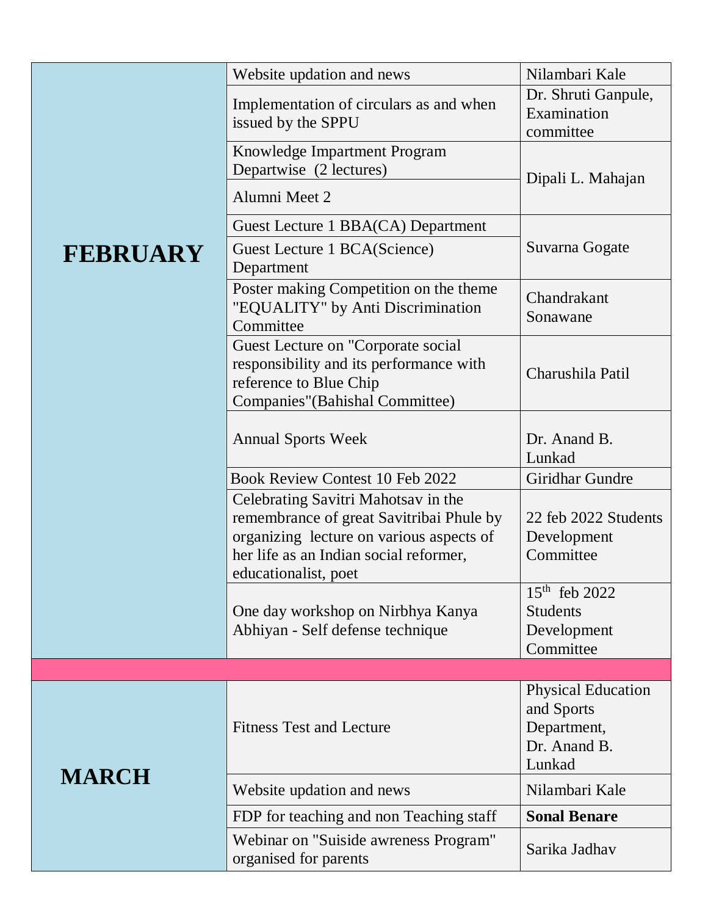| | | |
|---|---|---|
| **FEBRUARY** | Website updation and news | Nilambari Kale |
| | Implementation of circulars as and when issued by the SPPU | Dr. Shruti Ganpule, Examination committee |
| | Knowledge Impartment Program Departwise (2 lectures) | Dipali L. Mahajan |
| | Alumni Meet 2 | |
| | Guest Lecture 1 BBA(CA) Department | Suvarna Gogate |
| | Guest Lecture 1 BCA(Science) Department | |
| | Poster making Competition on the theme "EQUALITY" by Anti Discrimination Committee | Chandrakant Sonawane |
| | Guest Lecture on "Corporate social responsibility and its performance with reference to Blue Chip Companies"(Bahishal Committee) | Charushila Patil |
| | Annual Sports Week | Dr. Anand B. Lunkad |
| | Book Review Contest 10 Feb 2022 | Giridhar Gundre |
| | Celebrating Savitri Mahotsav in the remembrance of great Savitribai Phule by organizing lecture on various aspects of her life as an Indian social reformer, educationalist, poet | 22 feb 2022 Students Development Committee |
| | One day workshop on Nirbhya Kanya Abhiyan - Self defense technique | 15th feb 2022 Students Development Committee |
| | | |
| **MARCH** | Fitness Test and Lecture | Physical Education and Sports Department, Dr. Anand B. Lunkad |
| | Website updation and news | Nilambari Kale |
| | FDP for teaching and non Teaching staff | **Sonal Benare** |
| | Webinar on "Suiside awreness Program" organised for parents | Sarika Jadhav |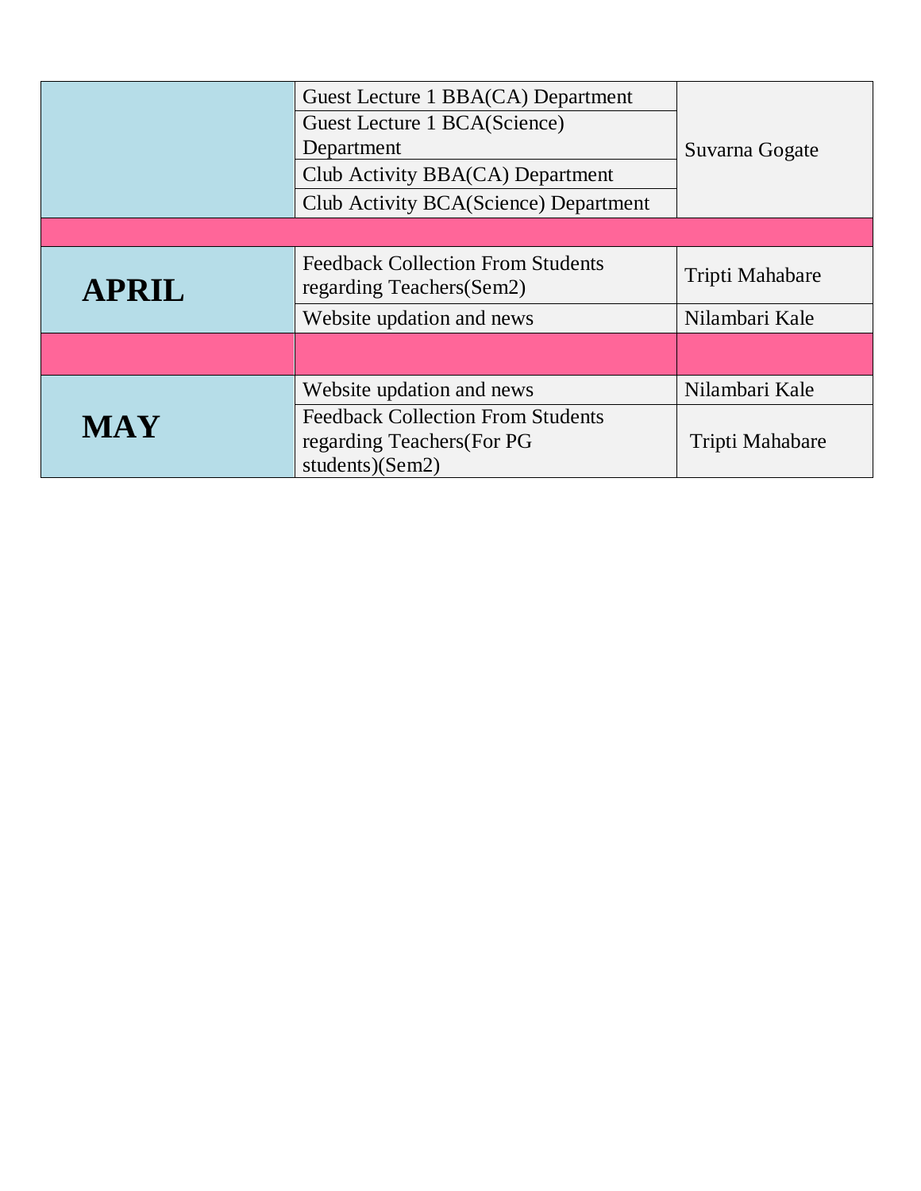| | | |
|---|---|---|
| | Guest Lecture 1 BBA(CA) Department | Suvarna Gogate |
| | Guest Lecture 1 BCA(Science) Department | |
| | Club Activity BBA(CA) Department | |
| | Club Activity BCA(Science) Department | |
| | | |
| **APRIL** | Feedback Collection From Students regarding Teachers(Sem2) | Tripti Mahabare |
| | Website updation and news | Nilambari Kale |
| | | |
| **MAY** | Website updation and news | Nilambari Kale |
| | Feedback Collection From Students regarding Teachers(For PG students)(Sem2) | Tripti Mahabare |